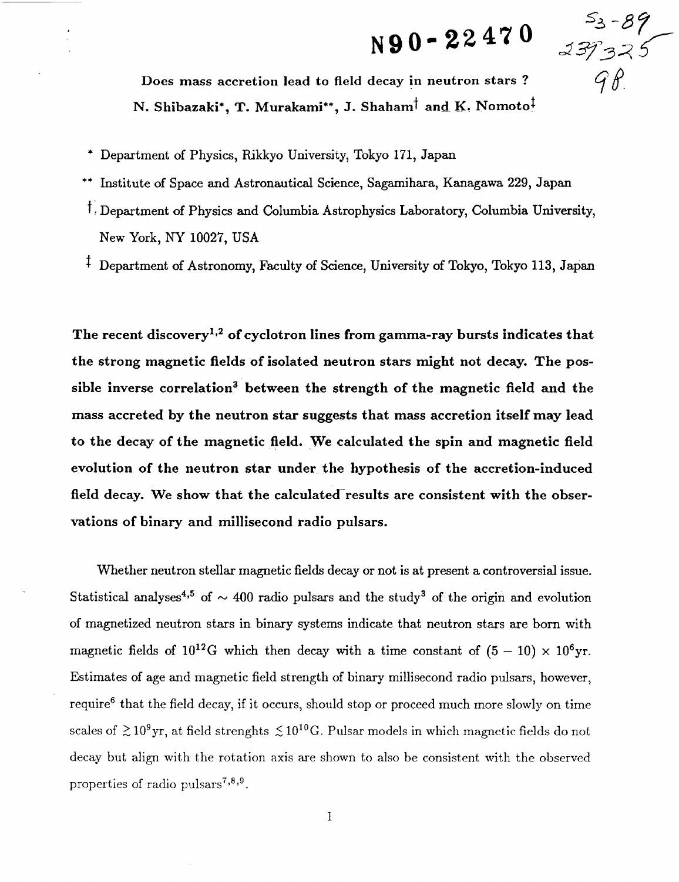N90-22470

S3-89
237325
98

# Does mass accretion lead to field decay in neutron stars ?

N. Shibazaki*, T. Murakami**, J. Shaham† and K. Nomoto‡

\* Department of Physics, Rikkyo University, Tokyo 171, Japan

** Institute of Space and Astronautical Science, Sagamihara, Kanagawa 229, Japan

† Department of Physics and Columbia Astrophysics Laboratory, Columbia University, New York, NY 10027, USA

‡ Department of Astronomy, Faculty of Science, University of Tokyo, Tokyo 113, Japan

**The recent discovery[1,2] of cyclotron lines from gamma-ray bursts indicates that the strong magnetic fields of isolated neutron stars might not decay. The possible inverse correlation[3] between the strength of the magnetic field and the mass accreted by the neutron star suggests that mass accretion itself may lead to the decay of the magnetic field. We calculated the spin and magnetic field evolution of the neutron star under the hypothesis of the accretion-induced field decay. We show that the calculated results are consistent with the observations of binary and millisecond radio pulsars.**

Whether neutron stellar magnetic fields decay or not is at present a controversial issue. Statistical analyses[4,5] of $\sim 400$ radio pulsars and the study[3] of the origin and evolution of magnetized neutron stars in binary systems indicate that neutron stars are born with magnetic fields of $10^{12}$G which then decay with a time constant of $(5 - 10) \times 10^{6}$yr. Estimates of age and magnetic field strength of binary millisecond radio pulsars, however, require[6] that the field decay, if it occurs, should stop or proceed much more slowly on time scales of $\gtrsim 10^{9}$yr, at field strenghts $\lesssim 10^{10}$G. Pulsar models in which magnetic fields do not decay but align with the rotation axis are shown to also be consistent with the observed properties of radio pulsars[7,8,9].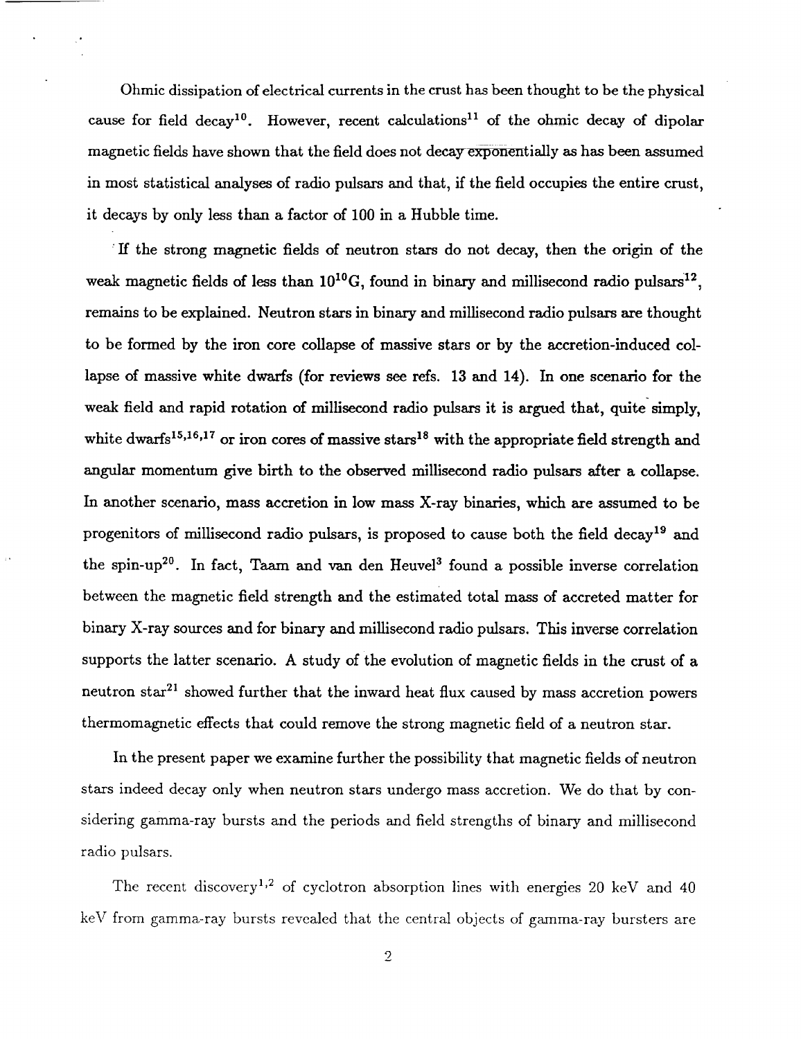Ohmic dissipation of electrical currents in the crust has been thought to be the physical cause for field decay[10]. However, recent calculations[11] of the ohmic decay of dipolar magnetic fields have shown that the field does not decay exponentially as has been assumed in most statistical analyses of radio pulsars and that, if the field occupies the entire crust, it decays by only less than a factor of 100 in a Hubble time.

If the strong magnetic fields of neutron stars do not decay, then the origin of the weak magnetic fields of less than $10^{10}$G, found in binary and millisecond radio pulsars[12], remains to be explained. Neutron stars in binary and millisecond radio pulsars are thought to be formed by the iron core collapse of massive stars or by the accretion-induced collapse of massive white dwarfs (for reviews see refs. 13 and 14). In one scenario for the weak field and rapid rotation of millisecond radio pulsars it is argued that, quite simply, white dwarfs[15,16,17] or iron cores of massive stars[18] with the appropriate field strength and angular momentum give birth to the observed millisecond radio pulsars after a collapse. In another scenario, mass accretion in low mass X-ray binaries, which are assumed to be progenitors of millisecond radio pulsars, is proposed to cause both the field decay[19] and the spin-up[20]. In fact, Taam and van den Heuvel[3] found a possible inverse correlation between the magnetic field strength and the estimated total mass of accreted matter for binary X-ray sources and for binary and millisecond radio pulsars. This inverse correlation supports the latter scenario. A study of the evolution of magnetic fields in the crust of a neutron star[21] showed further that the inward heat flux caused by mass accretion powers thermomagnetic effects that could remove the strong magnetic field of a neutron star.

In the present paper we examine further the possibility that magnetic fields of neutron stars indeed decay only when neutron stars undergo mass accretion. We do that by considering gamma-ray bursts and the periods and field strengths of binary and millisecond radio pulsars.

The recent discovery[1,2] of cyclotron absorption lines with energies 20 keV and 40 keV from gamma-ray bursts revealed that the central objects of gamma-ray bursters are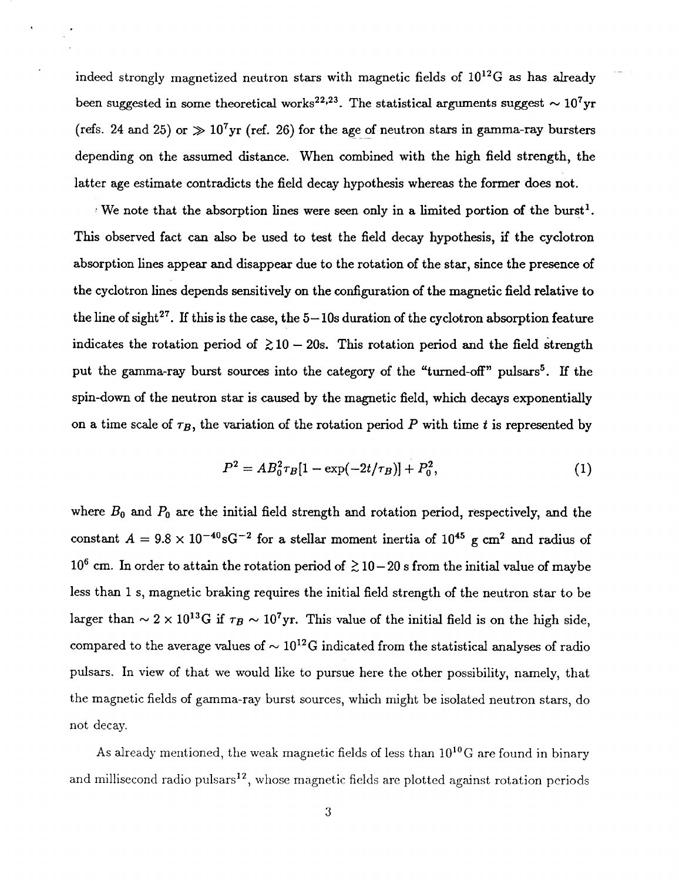indeed strongly magnetized neutron stars with magnetic fields of $10^{12}$G as has already been suggested in some theoretical works[22,23]. The statistical arguments suggest $\sim 10^7$yr (refs. 24 and 25) or $\gg 10^7$yr (ref. 26) for the age of neutron stars in gamma-ray bursters depending on the assumed distance. When combined with the high field strength, the latter age estimate contradicts the field decay hypothesis whereas the former does not.

We note that the absorption lines were seen only in a limited portion of the burst[1]. This observed fact can also be used to test the field decay hypothesis, if the cyclotron absorption lines appear and disappear due to the rotation of the star, since the presence of the cyclotron lines depends sensitively on the configuration of the magnetic field relative to the line of sight[27]. If this is the case, the $5-10$s duration of the cyclotron absorption feature indicates the rotation period of $\gtrsim 10-20$s. This rotation period and the field strength put the gamma-ray burst sources into the category of the "turned-off" pulsars[5]. If the spin-down of the neutron star is caused by the magnetic field, which decays exponentially on a time scale of $\tau_B$, the variation of the rotation period $P$ with time $t$ is represented by

$$P^2 = AB_0^2\tau_B[1 - \exp(-2t/\tau_B)] + P_0^2, \tag{1}$$

where $B_0$ and $P_0$ are the initial field strength and rotation period, respectively, and the constant $A = 9.8 \times 10^{-40}\mathrm{sG}^{-2}$ for a stellar moment inertia of $10^{45}$ g cm$^2$ and radius of $10^6$ cm. In order to attain the rotation period of $\gtrsim 10-20$ s from the initial value of maybe less than 1 s, magnetic braking requires the initial field strength of the neutron star to be larger than $\sim 2 \times 10^{13}$G if $\tau_B \sim 10^7$yr. This value of the initial field is on the high side, compared to the average values of $\sim 10^{12}$G indicated from the statistical analyses of radio pulsars. In view of that we would like to pursue here the other possibility, namely, that the magnetic fields of gamma-ray burst sources, which might be isolated neutron stars, do not decay.

As already mentioned, the weak magnetic fields of less than $10^{10}$G are found in binary and millisecond radio pulsars[12], whose magnetic fields are plotted against rotation periods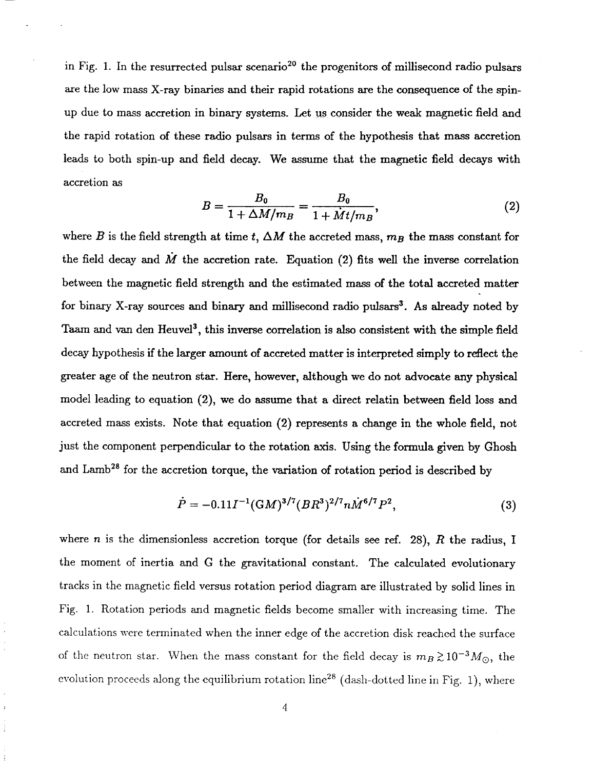in Fig. 1. In the resurrected pulsar scenario[20] the progenitors of millisecond radio pulsars are the low mass X-ray binaries and their rapid rotations are the consequence of the spin-up due to mass accretion in binary systems. Let us consider the weak magnetic field and the rapid rotation of these radio pulsars in terms of the hypothesis that mass accretion leads to both spin-up and field decay. We assume that the magnetic field decays with accretion as

$$B = \frac{B_0}{1 + \Delta M/m_B} = \frac{B_0}{1 + \dot{M}t/m_B}, \tag{2}$$

where $B$ is the field strength at time $t$, $\Delta M$ the accreted mass, $m_B$ the mass constant for the field decay and $\dot{M}$ the accretion rate. Equation (2) fits well the inverse correlation between the magnetic field strength and the estimated mass of the total accreted matter for binary X-ray sources and binary and millisecond radio pulsars[3]. As already noted by Taam and van den Heuvel[3], this inverse correlation is also consistent with the simple field decay hypothesis if the larger amount of accreted matter is interpreted simply to reflect the greater age of the neutron star. Here, however, although we do not advocate any physical model leading to equation (2), we do assume that a direct relatin between field loss and accreted mass exists. Note that equation (2) represents a change in the whole field, not just the component perpendicular to the rotation axis. Using the formula given by Ghosh and Lamb[28] for the accretion torque, the variation of rotation period is described by

$$\dot{P} = -0.11 I^{-1} (GM)^{3/7} (BR^3)^{2/7} n \dot{M}^{6/7} P^2, \tag{3}$$

where $n$ is the dimensionless accretion torque (for details see ref. 28), $R$ the radius, I the moment of inertia and G the gravitational constant. The calculated evolutionary tracks in the magnetic field versus rotation period diagram are illustrated by solid lines in Fig. 1. Rotation periods and magnetic fields become smaller with increasing time. The calculations were terminated when the inner edge of the accretion disk reached the surface of the neutron star. When the mass constant for the field decay is $m_B \gtrsim 10^{-3} M_\odot$, the evolution proceeds along the equilibrium rotation line[28] (dash-dotted line in Fig. 1), where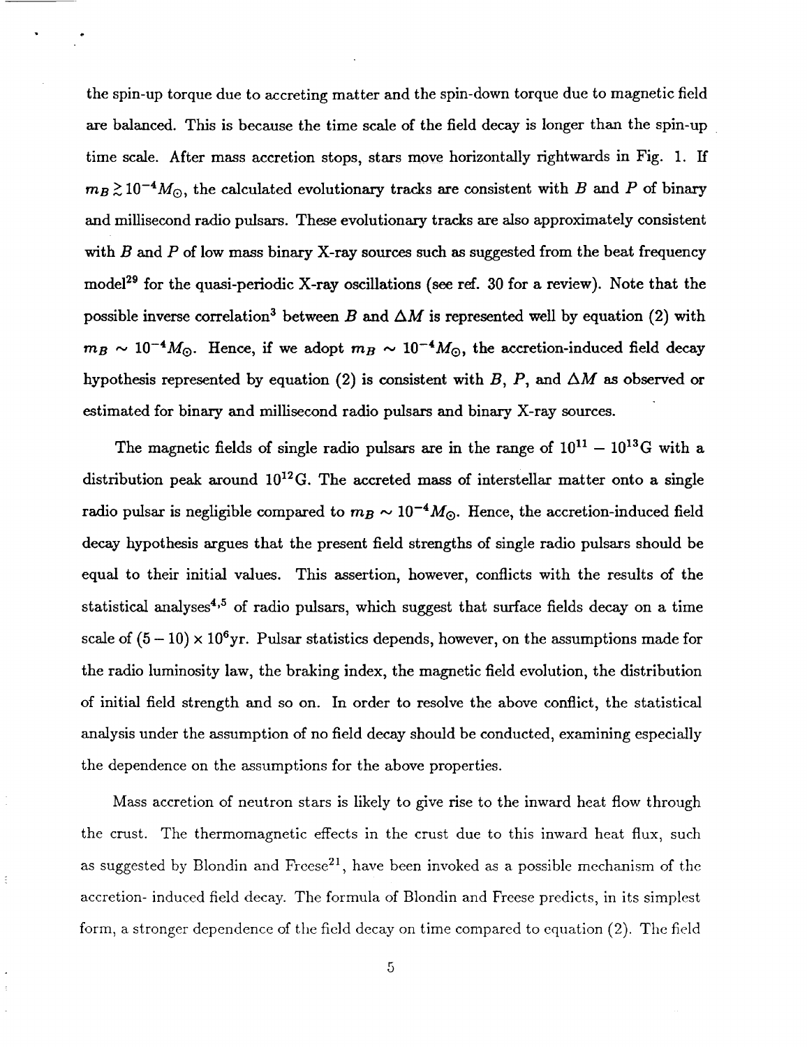the spin-up torque due to accreting matter and the spin-down torque due to magnetic field are balanced. This is because the time scale of the field decay is longer than the spin-up time scale. After mass accretion stops, stars move horizontally rightwards in Fig. 1. If $m_B \gtrsim 10^{-4} M_\odot$, the calculated evolutionary tracks are consistent with $B$ and $P$ of binary and millisecond radio pulsars. These evolutionary tracks are also approximately consistent with $B$ and $P$ of low mass binary X-ray sources such as suggested from the beat frequency model[29] for the quasi-periodic X-ray oscillations (see ref. 30 for a review). Note that the possible inverse correlation[3] between $B$ and $\Delta M$ is represented well by equation (2) with $m_B \sim 10^{-4} M_\odot$. Hence, if we adopt $m_B \sim 10^{-4} M_\odot$, the accretion-induced field decay hypothesis represented by equation (2) is consistent with $B$, $P$, and $\Delta M$ as observed or estimated for binary and millisecond radio pulsars and binary X-ray sources.

The magnetic fields of single radio pulsars are in the range of $10^{11} - 10^{13}$G with a distribution peak around $10^{12}$G. The accreted mass of interstellar matter onto a single radio pulsar is negligible compared to $m_B \sim 10^{-4} M_\odot$. Hence, the accretion-induced field decay hypothesis argues that the present field strengths of single radio pulsars should be equal to their initial values. This assertion, however, conflicts with the results of the statistical analyses[4,5] of radio pulsars, which suggest that surface fields decay on a time scale of $(5 - 10) \times 10^6$yr. Pulsar statistics depends, however, on the assumptions made for the radio luminosity law, the braking index, the magnetic field evolution, the distribution of initial field strength and so on. In order to resolve the above conflict, the statistical analysis under the assumption of no field decay should be conducted, examining especially the dependence on the assumptions for the above properties.

Mass accretion of neutron stars is likely to give rise to the inward heat flow through the crust. The thermomagnetic effects in the crust due to this inward heat flux, such as suggested by Blondin and Freese[21], have been invoked as a possible mechanism of the accretion- induced field decay. The formula of Blondin and Freese predicts, in its simplest form, a stronger dependence of the field decay on time compared to equation (2). The field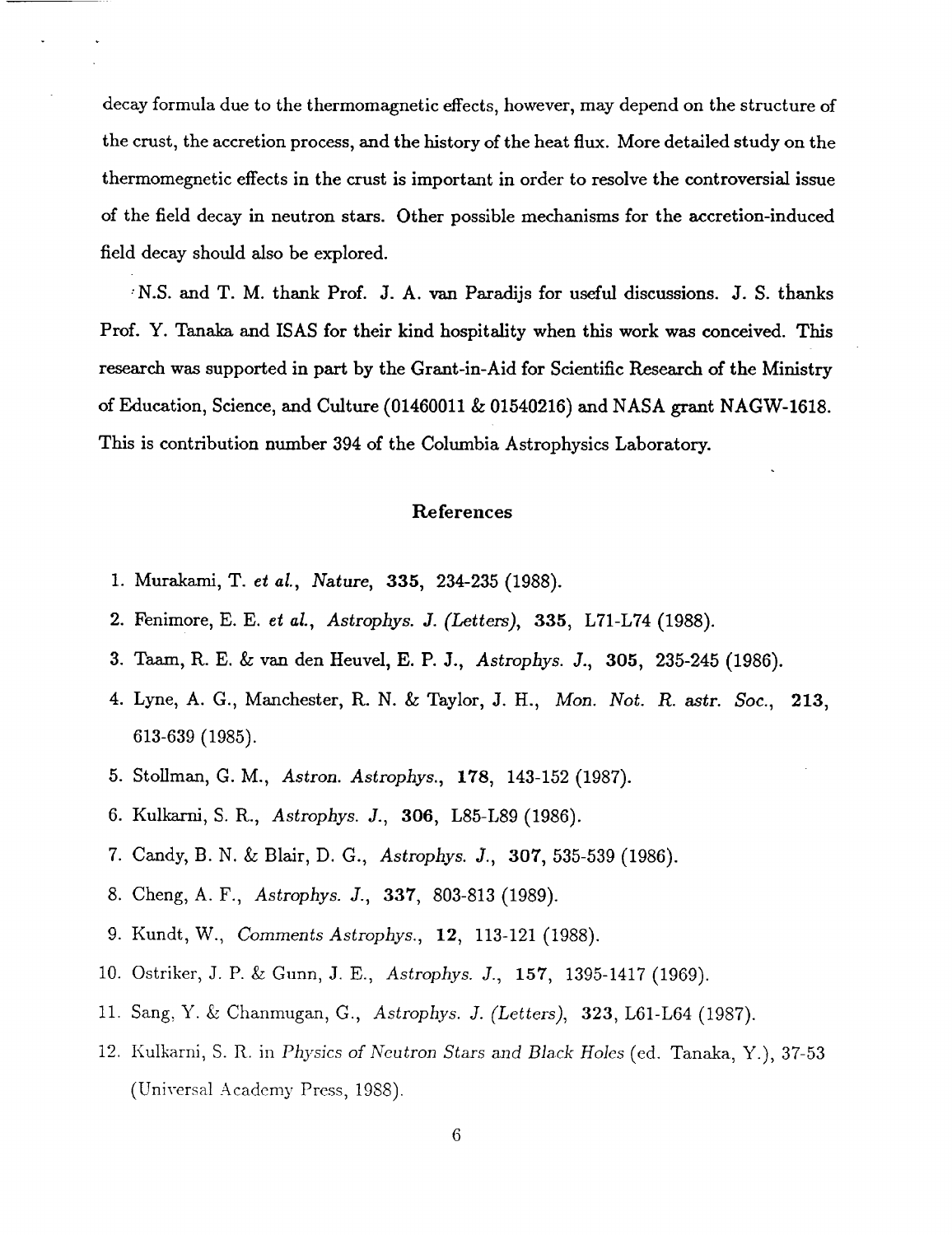decay formula due to the thermomagnetic effects, however, may depend on the structure of the crust, the accretion process, and the history of the heat flux. More detailed study on the thermomegnetic effects in the crust is important in order to resolve the controversial issue of the field decay in neutron stars. Other possible mechanisms for the accretion-induced field decay should also be explored.

N.S. and T. M. thank Prof. J. A. van Paradijs for useful discussions. J. S. thanks Prof. Y. Tanaka and ISAS for their kind hospitality when this work was conceived. This research was supported in part by the Grant-in-Aid for Scientific Research of the Ministry of Education, Science, and Culture (01460011 & 01540216) and NASA grant NAGW-1618. This is contribution number 394 of the Columbia Astrophysics Laboratory.

## References

1. Murakami, T. *et al.*, *Nature*, **335**, 234-235 (1988).
2. Fenimore, E. E. *et al.*, *Astrophys. J. (Letters)*, **335**, L71-L74 (1988).
3. Taam, R. E. & van den Heuvel, E. P. J., *Astrophys. J.*, **305**, 235-245 (1986).
4. Lyne, A. G., Manchester, R. N. & Taylor, J. H., *Mon. Not. R. astr. Soc.*, **213**, 613-639 (1985).
5. Stollman, G. M., *Astron. Astrophys.*, **178**, 143-152 (1987).
6. Kulkarni, S. R., *Astrophys. J.*, **306**, L85-L89 (1986).
7. Candy, B. N. & Blair, D. G., *Astrophys. J.*, **307**, 535-539 (1986).
8. Cheng, A. F., *Astrophys. J.*, **337**, 803-813 (1989).
9. Kundt, W., *Comments Astrophys.*, **12**, 113-121 (1988).
10. Ostriker, J. P. & Gunn, J. E., *Astrophys. J.*, **157**, 1395-1417 (1969).
11. Sang, Y. & Chanmugan, G., *Astrophys. J. (Letters)*, **323**, L61-L64 (1987).
12. Kulkarni, S. R. in *Physics of Neutron Stars and Black Holes* (ed. Tanaka, Y.), 37-53 (Universal Academy Press, 1988).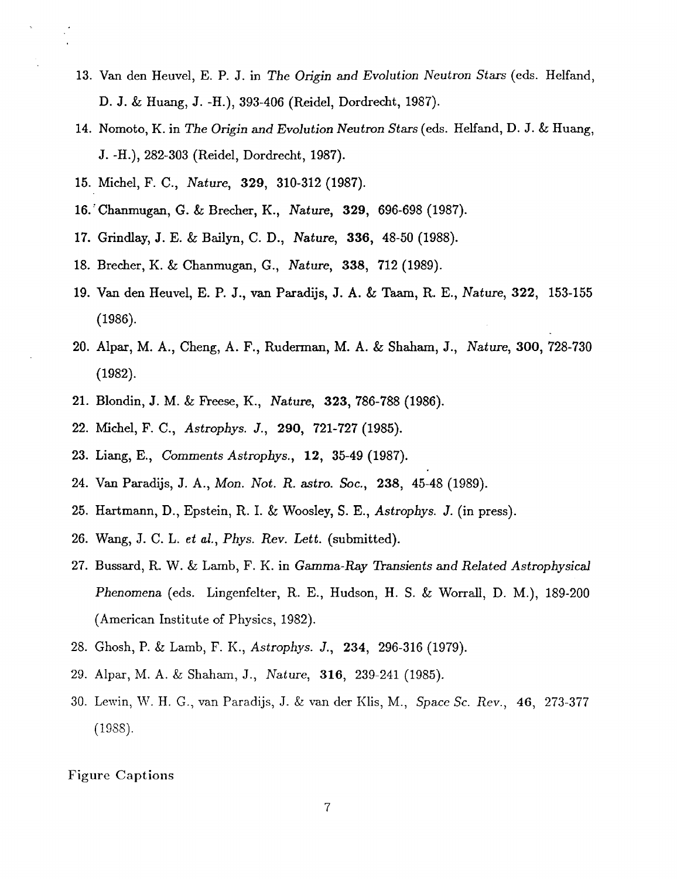13. Van den Heuvel, E. P. J. in *The Origin and Evolution Neutron Stars* (eds. Helfand, D. J. & Huang, J. -H.), 393-406 (Reidel, Dordrecht, 1987).
14. Nomoto, K. in *The Origin and Evolution Neutron Stars* (eds. Helfand, D. J. & Huang, J. -H.), 282-303 (Reidel, Dordrecht, 1987).
15. Michel, F. C., *Nature*, **329**, 310-312 (1987).
16. Chanmugan, G. & Brecher, K., *Nature*, **329**, 696-698 (1987).
17. Grindlay, J. E. & Bailyn, C. D., *Nature*, **336**, 48-50 (1988).
18. Brecher, K. & Chanmugan, G., *Nature*, **338**, 712 (1989).
19. Van den Heuvel, E. P. J., van Paradijs, J. A. & Taam, R. E., *Nature*, **322**, 153-155 (1986).
20. Alpar, M. A., Cheng, A. F., Ruderman, M. A. & Shaham, J., *Nature*, **300**, 728-730 (1982).
21. Blondin, J. M. & Freese, K., *Nature*, **323**, 786-788 (1986).
22. Michel, F. C., *Astrophys. J.*, **290**, 721-727 (1985).
23. Liang, E., *Comments Astrophys.*, **12**, 35-49 (1987).
24. Van Paradijs, J. A., *Mon. Not. R. astro. Soc.*, **238**, 45-48 (1989).
25. Hartmann, D., Epstein, R. I. & Woosley, S. E., *Astrophys. J.* (in press).
26. Wang, J. C. L. *et al.*, *Phys. Rev. Lett.* (submitted).
27. Bussard, R. W. & Lamb, F. K. in *Gamma-Ray Transients and Related Astrophysical Phenomena* (eds. Lingenfelter, R. E., Hudson, H. S. & Worrall, D. M.), 189-200 (American Institute of Physics, 1982).
28. Ghosh, P. & Lamb, F. K., *Astrophys. J.*, **234**, 296-316 (1979).
29. Alpar, M. A. & Shaham, J., *Nature*, **316**, 239-241 (1985).
30. Lewin, W. H. G., van Paradijs, J. & van der Klis, M., *Space Sc. Rev.*, **46**, 273-377 (1988).

Figure Captions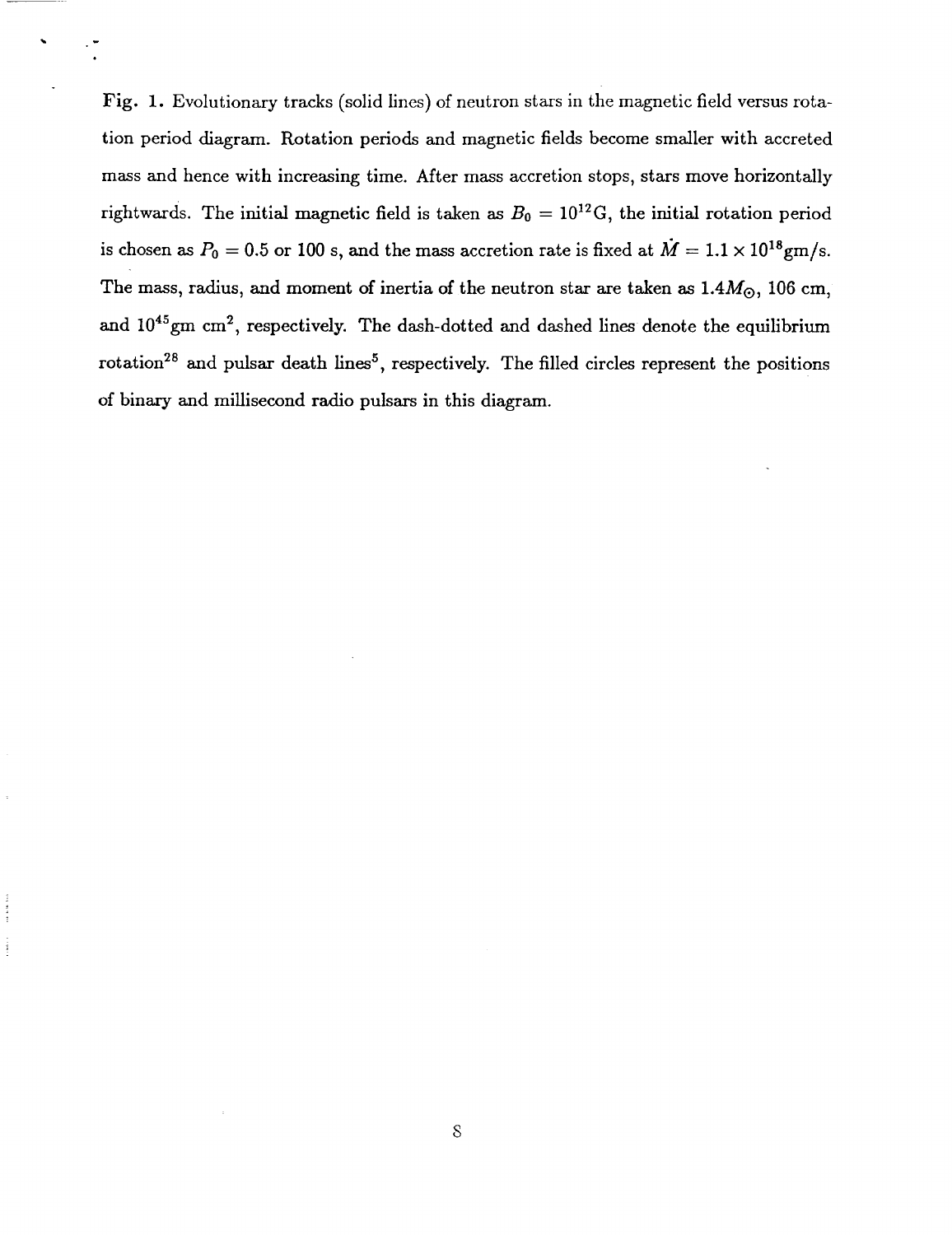**Fig. 1.** Evolutionary tracks (solid lines) of neutron stars in the magnetic field versus rotation period diagram. Rotation periods and magnetic fields become smaller with accreted mass and hence with increasing time. After mass accretion stops, stars move horizontally rightwards. The initial magnetic field is taken as $B_0 = 10^{12}$G, the initial rotation period is chosen as $P_0 = 0.5$ or 100 s, and the mass accretion rate is fixed at $\dot{M} = 1.1 \times 10^{18}$gm/s. The mass, radius, and moment of inertia of the neutron star are taken as $1.4M_\odot$, 106 cm, and $10^{45}$gm cm$^2$, respectively. The dash-dotted and dashed lines denote the equilibrium rotation[28] and pulsar death lines[5], respectively. The filled circles represent the positions of binary and millisecond radio pulsars in this diagram.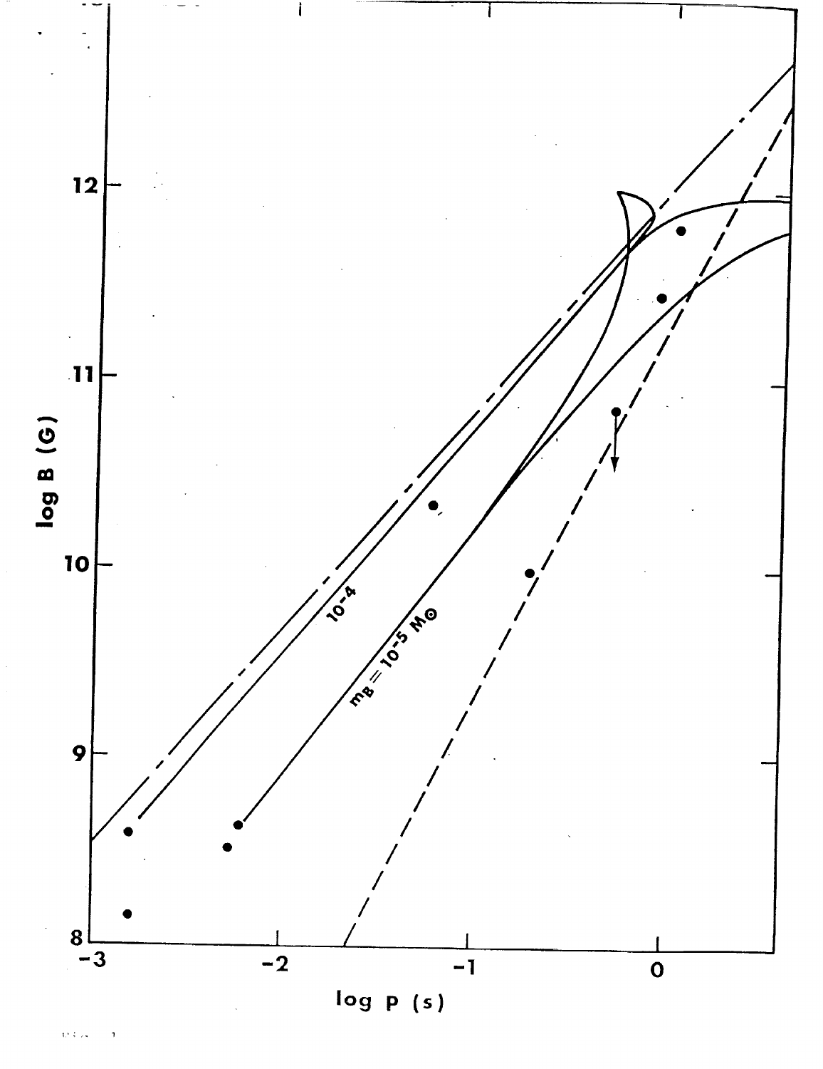log B (G)

12

11

10

9

8

-3

-2

-1

0

log P (s)

$10^{-4}$

$m_B = 10^{-5}\ M_{\odot}$